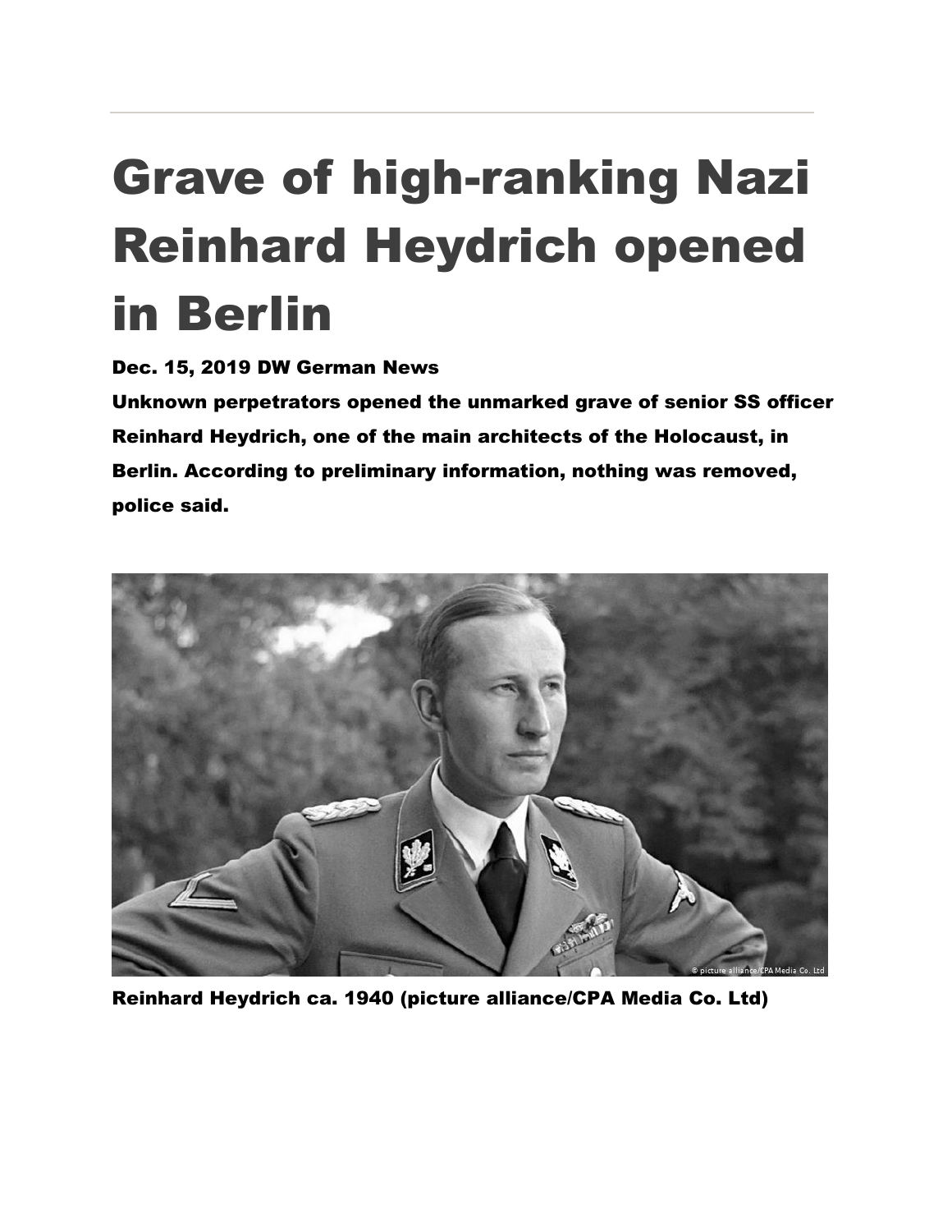# Grave of high-ranking Nazi Reinhard Heydrich opened in Berlin

**Dec. 15, 2019 DW German News**

**Unknown perpetrators opened the unmarked grave of senior SS officer Reinhard Heydrich, one of the main architects of the Holocaust, in Berlin. According to preliminary information, nothing was removed, police said.**

**Reinhard Heydrich ca. 1940 (picture alliance/CPA Media Co. Ltd)**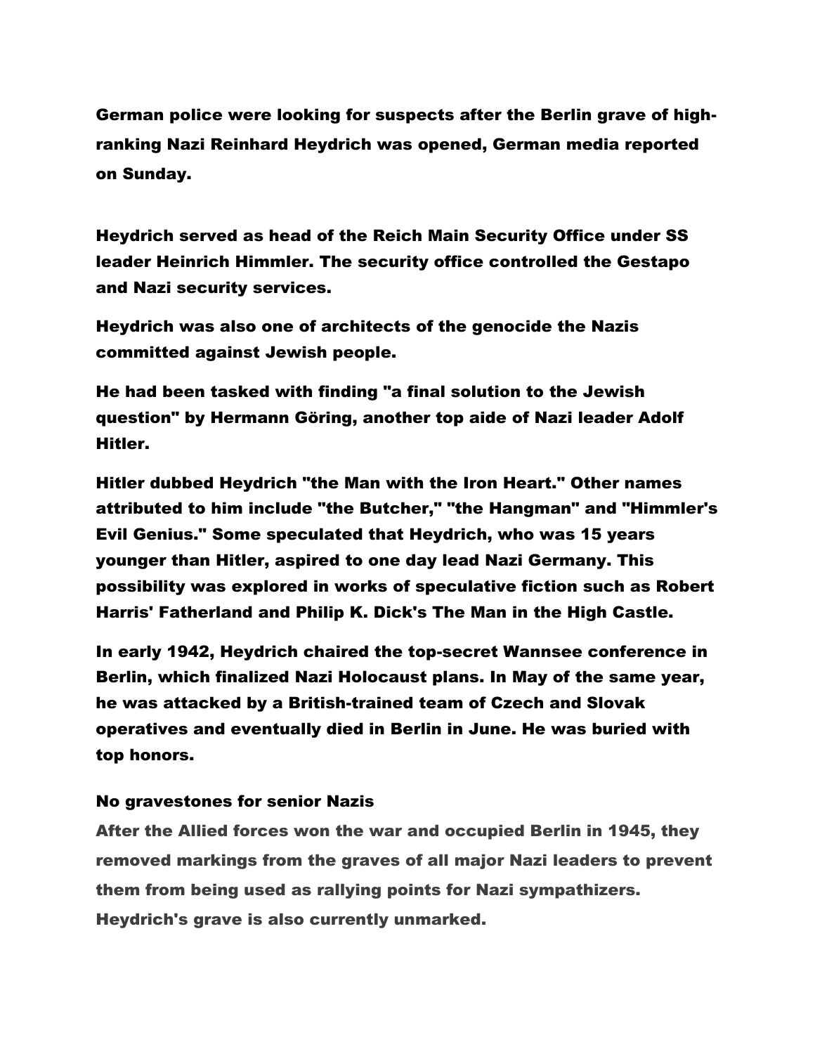German police were looking for suspects after the Berlin grave of high-ranking Nazi Reinhard Heydrich was opened, German media reported on Sunday.

Heydrich served as head of the Reich Main Security Office under SS leader Heinrich Himmler. The security office controlled the Gestapo and Nazi security services.

Heydrich was also one of architects of the genocide the Nazis committed against Jewish people.

He had been tasked with finding "a final solution to the Jewish question" by Hermann Göring, another top aide of Nazi leader Adolf Hitler.

Hitler dubbed Heydrich "the Man with the Iron Heart." Other names attributed to him include "the Butcher," "the Hangman" and "Himmler's Evil Genius." Some speculated that Heydrich, who was 15 years younger than Hitler, aspired to one day lead Nazi Germany. This possibility was explored in works of speculative fiction such as Robert Harris' Fatherland and Philip K. Dick's The Man in the High Castle.

In early 1942, Heydrich chaired the top-secret Wannsee conference in Berlin, which finalized Nazi Holocaust plans. In May of the same year, he was attacked by a British-trained team of Czech and Slovak operatives and eventually died in Berlin in June. He was buried with top honors.

## No gravestones for senior Nazis

After the Allied forces won the war and occupied Berlin in 1945, they removed markings from the graves of all major Nazi leaders to prevent them from being used as rallying points for Nazi sympathizers. Heydrich's grave is also currently unmarked.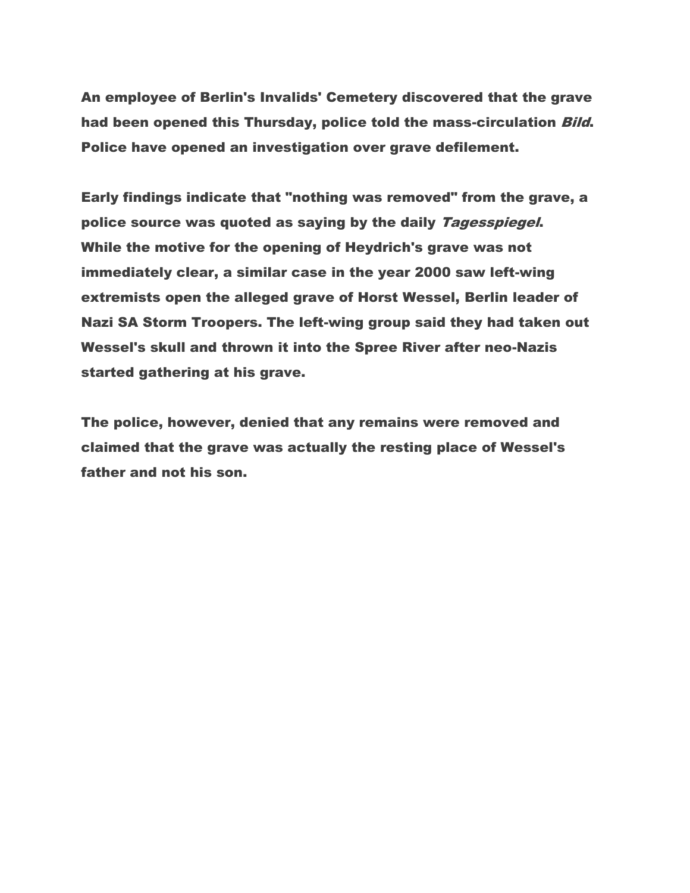An employee of Berlin's Invalids' Cemetery discovered that the grave had been opened this Thursday, police told the mass-circulation *Bild*. Police have opened an investigation over grave defilement.

Early findings indicate that "nothing was removed" from the grave, a police source was quoted as saying by the daily *Tagesspiegel*. While the motive for the opening of Heydrich's grave was not immediately clear, a similar case in the year 2000 saw left-wing extremists open the alleged grave of Horst Wessel, Berlin leader of Nazi SA Storm Troopers. The left-wing group said they had taken out Wessel's skull and thrown it into the Spree River after neo-Nazis started gathering at his grave.

The police, however, denied that any remains were removed and claimed that the grave was actually the resting place of Wessel's father and not his son.